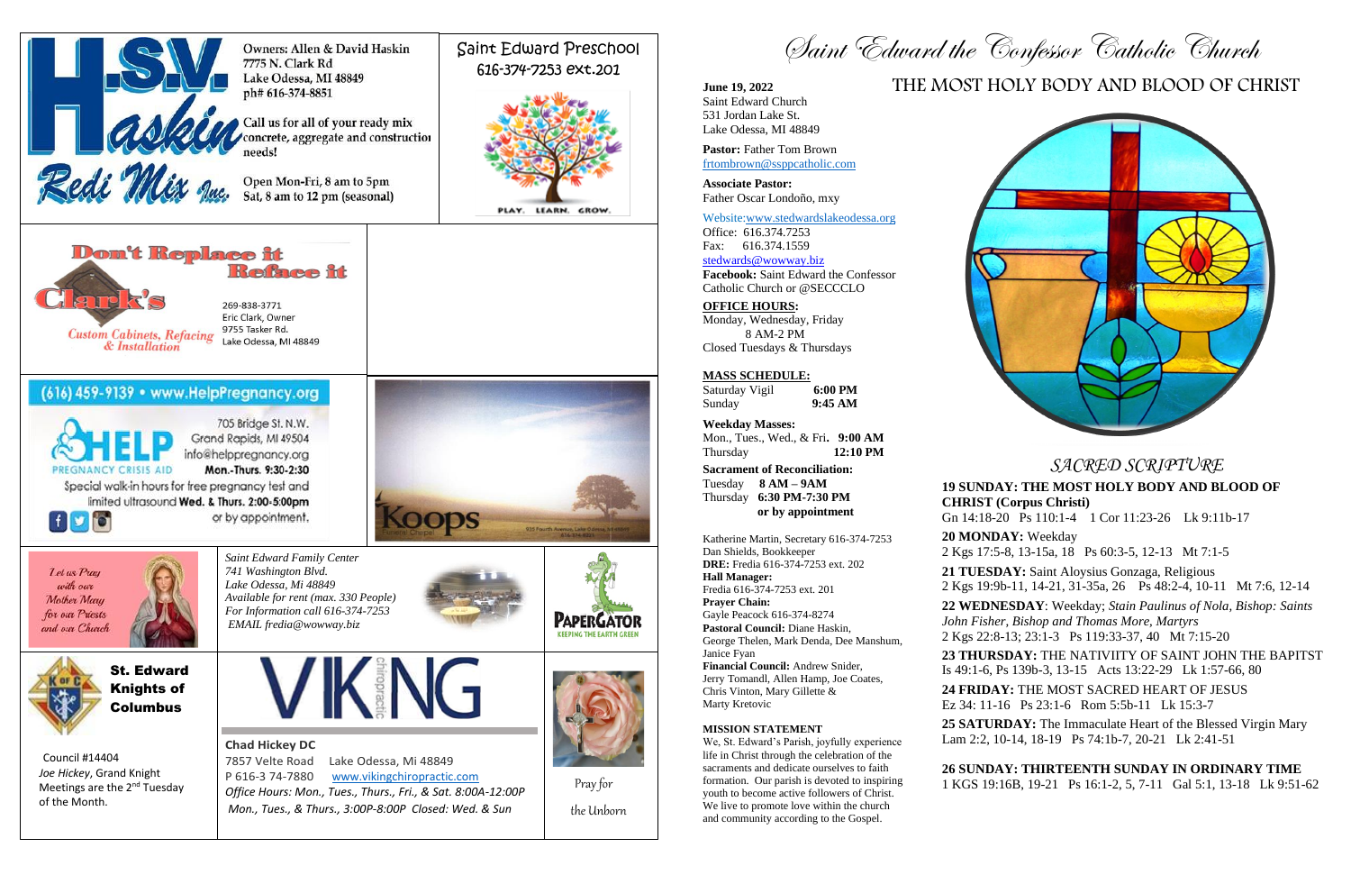**Haskin Redi Mix Inc.**

Owners: Allen & David Haskin
7775 N. Clark Rd
Lake Odessa, MI 48849
ph# 616-374-8851

Call us for all of your ready mix concrete, aggregate and construction needs!

Open Mon-Fri, 8 am to 5pm
Sat, 8 am to 12 pm (seasonal)

**Saint Edward Preschool**
616-374-7253 ext.201

PLAY. LEARN. GROW.

**Don't Replace it Reface it**

**Clark's**
Custom Cabinets, Refacing & Installation

269-838-3771
Eric Clark, Owner
9755 Tasker Rd.
Lake Odessa, MI 48849

**(616) 459-9139 • www.HelpPregnancy.org**

**HELP** PREGNANCY CRISIS AID

705 Bridge St. N.W.
Grand Rapids, MI 49504
info@helppregnancy.org
Mon.-Thurs. 9:30-2:30
Special walk-in hours for free pregnancy test and limited ultrasound Wed. & Thurs. 2:00-5:00pm or by appointment.

**Koops** Funeral Chapel

Let us Pray with our Mother Mary for our Priests and our Church

*Saint Edward Family Center*
*741 Washington Blvd.*
*Lake Odessa, MI 48849*
*Available for rent (max. 330 People)*
*For Information call 616-374-7253*
*EMAIL fredia@wowway.biz*

**PAPERGATOR** KEEPING THE EARTH GREEN

**St. Edward Knights of Columbus**

Council #14404
*Joe Hickey*, Grand Knight
Meetings are the 2nd Tuesday of the Month.

**VIKING** chiropractic

**Chad Hickey DC**
7857 Velte Road Lake Odessa, Mi 48849
P 616-3 74-7880 www.vikingchiropractic.com
*Office Hours: Mon., Tues., Thurs., Fri., & Sat. 8:00A-12:00P*
*Mon., Tues., & Thurs., 3:00P-8:00P Closed: Wed. & Sun*

Pray for the Unborn

# Saint Edward the Confessor Catholic Church

**June 19, 2022**
Saint Edward Church
531 Jordan Lake St.
Lake Odessa, MI 48849

**Pastor:** Father Tom Brown
frtombrown@ssppcatholic.com

**Associate Pastor:**
Father Oscar Londoño, mxy

Website:www.stedwardslakeodessa.org
Office: 616.374.7253
Fax: 616.374.1559
stedwards@wowway.biz
**Facebook:** Saint Edward the Confessor Catholic Church or @SECCCLO

**OFFICE HOURS:**
Monday, Wednesday, Friday
8 AM-2 PM
Closed Tuesdays & Thursdays

**MASS SCHEDULE:**
Saturday Vigil **6:00 PM**
Sunday **9:45 AM**

**Weekday Masses:**
Mon., Tues., Wed., & Fri. **9:00 AM**
Thursday **12:10 PM**

**Sacrament of Reconciliation:**
Tuesday **8 AM – 9AM**
Thursday **6:30 PM-7:30 PM**
**or by appointment**

Katherine Martin, Secretary 616-374-7253
Dan Shields, Bookkeeper
**DRE:** Fredia 616-374-7253 ext. 202
**Hall Manager:**
Fredia 616-374-7253 ext. 201
**Prayer Chain:**
Gayle Peacock 616-374-8274
**Pastoral Council:** Diane Haskin, George Thelen, Mark Denda, Dee Manshum, Janice Fyan
**Financial Council:** Andrew Snider, Jerry Tomandl, Allen Hamp, Joe Coates, Chris Vinton, Mary Gillette & Marty Kretovic

**MISSION STATEMENT**
We, St. Edward's Parish, joyfully experience life in Christ through the celebration of the sacraments and dedicate ourselves to faith formation. Our parish is devoted to inspiring youth to become active followers of Christ. We live to promote love within the church and community according to the Gospel.

## THE MOST HOLY BODY AND BLOOD OF CHRIST

## *SACRED SCRIPTURE*

**19 SUNDAY: THE MOST HOLY BODY AND BLOOD OF CHRIST (Corpus Christi)**
Gn 14:18-20 Ps 110:1-4 1 Cor 11:23-26 Lk 9:11b-17

**20 MONDAY:** Weekday
2 Kgs 17:5-8, 13-15a, 18 Ps 60:3-5, 12-13 Mt 7:1-5

**21 TUESDAY:** Saint Aloysius Gonzaga, Religious
2 Kgs 19:9b-11, 14-21, 31-35a, 26 Ps 48:2-4, 10-11 Mt 7:6, 12-14

**22 WEDNESDAY**: Weekday; *Stain Paulinus of Nola, Bishop: Saints John Fisher, Bishop and Thomas More, Martyrs*
2 Kgs 22:8-13; 23:1-3 Ps 119:33-37, 40 Mt 7:15-20

**23 THURSDAY:** THE NATIVIITY OF SAINT JOHN THE BAPITST
Is 49:1-6, Ps 139b-3, 13-15 Acts 13:22-29 Lk 1:57-66, 80

**24 FRIDAY:** THE MOST SACRED HEART OF JESUS
Ez 34: 11-16 Ps 23:1-6 Rom 5:5b-11 Lk 15:3-7

**25 SATURDAY:** The Immaculate Heart of the Blessed Virgin Mary
Lam 2:2, 10-14, 18-19 Ps 74:1b-7, 20-21 Lk 2:41-51

**26 SUNDAY: THIRTEENTH SUNDAY IN ORDINARY TIME**
1 KGS 19:16B, 19-21 Ps 16:1-2, 5, 7-11 Gal 5:1, 13-18 Lk 9:51-62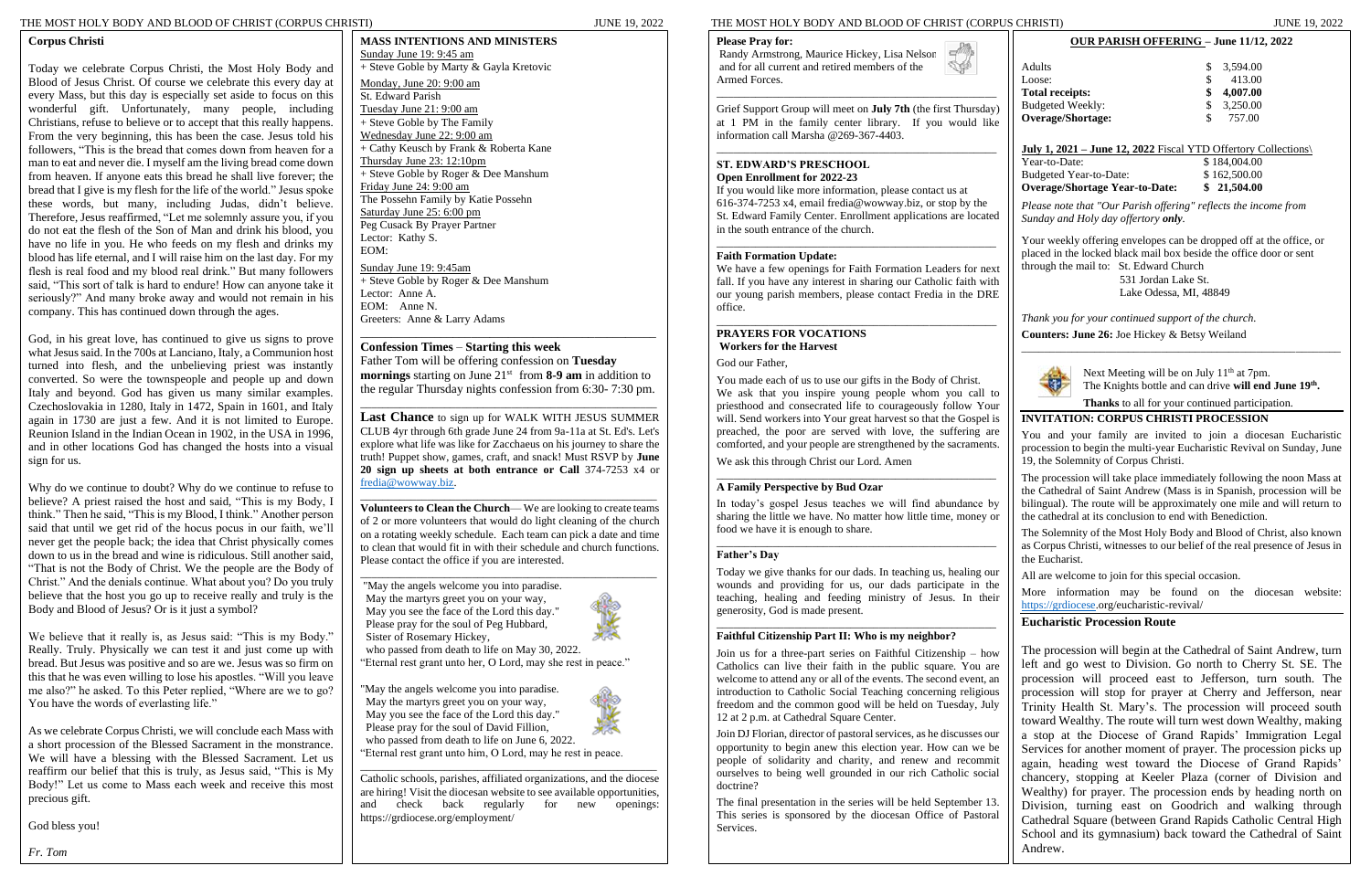## Corpus Christi

Today we celebrate Corpus Christi, the Most Holy Body and Blood of Jesus Christ. Of course we celebrate this every day at every Mass, but this day is especially set aside to focus on this wonderful gift. Unfortunately, many people, including Christians, refuse to believe or to accept that this really happens. From the very beginning, this has been the case. Jesus told his followers, "This is the bread that comes down from heaven for a man to eat and never die. I myself am the living bread come down from heaven. If anyone eats this bread he shall live forever; the bread that I give is my flesh for the life of the world." Jesus spoke these words, but many, including Judas, didn't believe. Therefore, Jesus reaffirmed, "Let me solemnly assure you, if you do not eat the flesh of the Son of Man and drink his blood, you have no life in you. He who feeds on my flesh and drinks my blood has life eternal, and I will raise him on the last day. For my flesh is real food and my blood real drink." But many followers said, "This sort of talk is hard to endure! How can anyone take it seriously?" And many broke away and would not remain in his company. This has continued down through the ages.

God, in his great love, has continued to give us signs to prove what Jesus said. In the 700s at Lanciano, Italy, a Communion host turned into flesh, and the unbelieving priest was instantly converted. So were the townspeople and people up and down Italy and beyond. God has given us many similar examples. Czechoslovakia in 1280, Italy in 1472, Spain in 1601, and Italy again in 1730 are just a few. And it is not limited to Europe. Reunion Island in the Indian Ocean in 1902, in the USA in 1996, and in other locations God has changed the hosts into a visual sign for us.

Why do we continue to doubt? Why do we continue to refuse to believe? A priest raised the host and said, "This is my Body, I think." Then he said, "This is my Blood, I think." Another person said that until we get rid of the hocus pocus in our faith, we'll never get the people back; the idea that Christ physically comes down to us in the bread and wine is ridiculous. Still another said, "That is not the Body of Christ. We the people are the Body of Christ." And the denials continue. What about you? Do you truly believe that the host you go up to receive really and truly is the Body and Blood of Jesus? Or is it just a symbol?

We believe that it really is, as Jesus said: "This is my Body." Really. Truly. Physically we can test it and just come up with bread. But Jesus was positive and so are we. Jesus was so firm on this that he was even willing to lose his apostles. "Will you leave me also?" he asked. To this Peter replied, "Where are we to go? You have the words of everlasting life."

As we celebrate Corpus Christi, we will conclude each Mass with a short procession of the Blessed Sacrament in the monstrance. We will have a blessing with the Blessed Sacrament. Let us reaffirm our belief that this is truly, as Jesus said, "This is my Body!" Let us come to Mass each week and receive this most precious gift.

God bless you!

*Fr. Tom*

## MASS INTENTIONS AND MINISTERS

Sunday June 19: 9:45 am
+ Steve Goble by Marty & Gayla Kretovic

Monday, June 20: 9:00 am
St. Edward Parish

Tuesday June 21: 9:00 am
+ Steve Goble by The Family

Wednesday June 22: 9:00 am
+ Cathy Keusch by Frank & Roberta Kane

Thursday June 23: 12:10pm
+ Steve Goble by Roger & Dee Manshum

Friday June 24: 9:00 am
The Possehn Family by Katie Possehn

Saturday June 25: 6:00 pm
Peg Cusack By Prayer Partner
Lector: Kathy S.
EOM:

Sunday June 19: 9:45am
+ Steve Goble by Roger & Dee Manshum
Lector: Anne A.
EOM: Anne N.
Greeters: Anne & Larry Adams

## Confession Times – Starting this week

Father Tom will be offering confession on **Tuesday mornings** starting on June 21st from **8-9 am** in addition to the regular Thursday nights confession from 6:30- 7:30 pm.

**Last Chance** to sign up for WALK WITH JESUS SUMMER CLUB 4yr through 6th grade June 24 from 9a-11a at St. Ed's. Let's explore what life was like for Zacchaeus on his journey to share the truth! Puppet show, games, craft, and snack! Must RSVP by **June 20 sign up sheets at both entrance or Call** 374-7253 x4 or fredia@wowway.biz.

**Volunteers to Clean the Church**— We are looking to create teams of 2 or more volunteers that would do light cleaning of the church on a rotating weekly schedule. Each team can pick a date and time to clean that would fit in with their schedule and church functions. Please contact the office if you are interested.

"May the angels welcome you into paradise.
May the martyrs greet you on your way,
May you see the face of the Lord this day."
Please pray for the soul of Peg Hubbard,
Sister of Rosemary Hickey,
who passed from death to life on May 30, 2022.
"Eternal rest grant unto her, O Lord, may she rest in peace."

"May the angels welcome you into paradise.
May the martyrs greet you on your way,
May you see the face of the Lord this day."
Please pray for the soul of David Fillion,
who passed from death to life on June 6, 2022.
"Eternal rest grant unto him, O Lord, may he rest in peace.

Catholic schools, parishes, affiliated organizations, and the diocese are hiring! Visit the diocesan website to see available opportunities, and check back regularly for new openings: https://grdiocese.org/employment/

**Please Pray for:**
Randy Armstrong, Maurice Hickey, Lisa Nelson and for all current and retired members of the Armed Forces.

Grief Support Group will meet on **July 7th** (the first Thursday) at 1 PM in the family center library. If you would like information call Marsha @269-367-4403.

### ST. EDWARD'S PRESCHOOL
### Open Enrollment for 2022-23

If you would like more information, please contact us at 616-374-7253 x4, email fredia@wowway.biz, or stop by the St. Edward Family Center. Enrollment applications are located in the south entrance of the church.

### Faith Formation Update:

We have a few openings for Faith Formation Leaders for next fall. If you have any interest in sharing our Catholic faith with our young parish members, please contact Fredia in the DRE office.

### PRAYERS FOR VOCATIONS
### Workers for the Harvest

God our Father,

You made each of us to use our gifts in the Body of Christ. We ask that you inspire young people whom you call to priesthood and consecrated life to courageously follow Your will. Send workers into Your great harvest so that the Gospel is preached, the poor are served with love, the suffering are comforted, and your people are strengthened by the sacraments.

We ask this through Christ our Lord. Amen

### A Family Perspective by Bud Ozar

In today's gospel Jesus teaches we will find abundance by sharing the little we have. No matter how little time, money or food we have it is enough to share.

### Father's Day

Today we give thanks for our dads. In teaching us, healing our wounds and providing for us, our dads participate in the teaching, healing and feeding ministry of Jesus. In their generosity, God is made present.

### Faithful Citizenship Part II: Who is my neighbor?

Join us for a three-part series on Faithful Citizenship – how Catholics can live their faith in the public square. You are welcome to attend any or all of the events. The second event, an introduction to Catholic Social Teaching concerning religious freedom and the common good will be held on Tuesday, July 12 at 2 p.m. at Cathedral Square Center.

Join DJ Florian, director of pastoral services, as he discusses our opportunity to begin anew this election year. How can we be people of solidarity and charity, and renew and recommit ourselves to being well grounded in our rich Catholic social doctrine?

The final presentation in the series will be held September 13. This series is sponsored by the diocesan Office of Pastoral Services.

## OUR PARISH OFFERING – June 11/12, 2022

| | |
|---|---|
| Adults | $ 3,594.00 |
| Loose: | $ 413.00 |
| **Total receipts:** | **$ 4,007.00** |
| Budgeted Weekly: | $ 3,250.00 |
| **Overage/Shortage:** | $ 757.00 |

**July 1, 2021 – June 12, 2022** Fiscal YTD Offertory Collections

| | |
|---|---|
| Year-to-Date: | $ 184,004.00 |
| Budgeted Year-to-Date: | $ 162,500.00 |
| **Overage/Shortage Year-to-Date:** | **$ 21,504.00** |

*Please note that "Our Parish offering" reflects the income from Sunday and Holy day offertory **only**.*

Your weekly offering envelopes can be dropped off at the office, or placed in the locked black mail box beside the office door or sent through the mail to: St. Edward Church
531 Jordan Lake St.
Lake Odessa, MI, 48849

*Thank you for your continued support of the church.*

**Counters: June 26:** Joe Hickey & Betsy Weiland

Next Meeting will be on July 11th at 7pm. The Knights bottle and can drive **will end June 19th.**

**Thanks** to all for your continued participation.

## INVITATION: CORPUS CHRISTI PROCESSION

You and your family are invited to join a diocesan Eucharistic procession to begin the multi-year Eucharistic Revival on Sunday, June 19, the Solemnity of Corpus Christi.

The procession will take place immediately following the noon Mass at the Cathedral of Saint Andrew (Mass is in Spanish, procession will be bilingual). The route will be approximately one mile and will return to the cathedral at its conclusion to end with Benediction.

The Solemnity of the Most Holy Body and Blood of Christ, also known as Corpus Christi, witnesses to our belief of the real presence of Jesus in the Eucharist.

All are welcome to join for this special occasion.

More information may be found on the diocesan website: https://grdiocese.org/eucharistic-revival/

## Eucharistic Procession Route

The procession will begin at the Cathedral of Saint Andrew, turn left and go west to Division. Go north to Cherry St. SE. The procession will proceed east to Jefferson, turn south. The procession will stop for prayer at Cherry and Jefferson, near Trinity Health St. Mary's. The procession will proceed south toward Wealthy. The route will turn west down Wealthy, making a stop at the Diocese of Grand Rapids' Immigration Legal Services for another moment of prayer. The procession picks up again, heading west toward the Diocese of Grand Rapids' chancery, stopping at Keeler Plaza (corner of Division and Wealthy) for prayer. The procession ends by heading north on Division, turning east on Goodrich and walking through Cathedral Square (between Grand Rapids Catholic Central High School and its gymnasium) back toward the Cathedral of Saint Andrew.